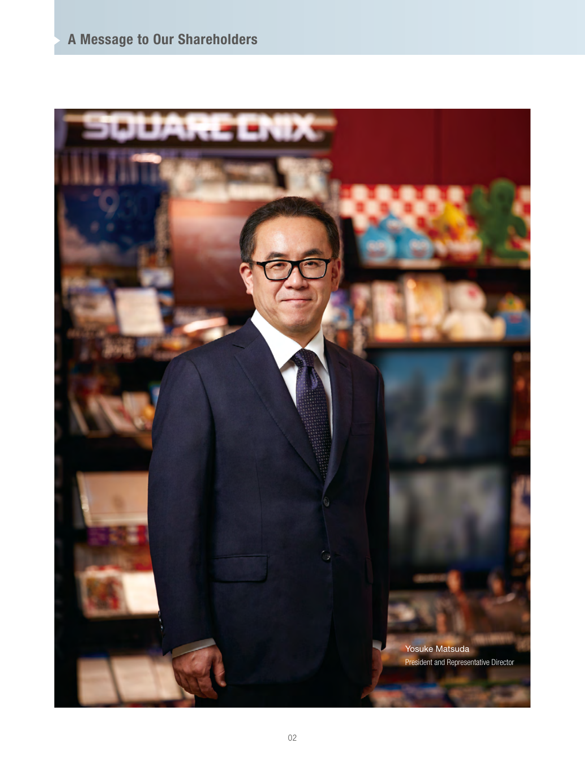# A Message to Our Shareholders

Yosuke Matsuda

President and Representative Director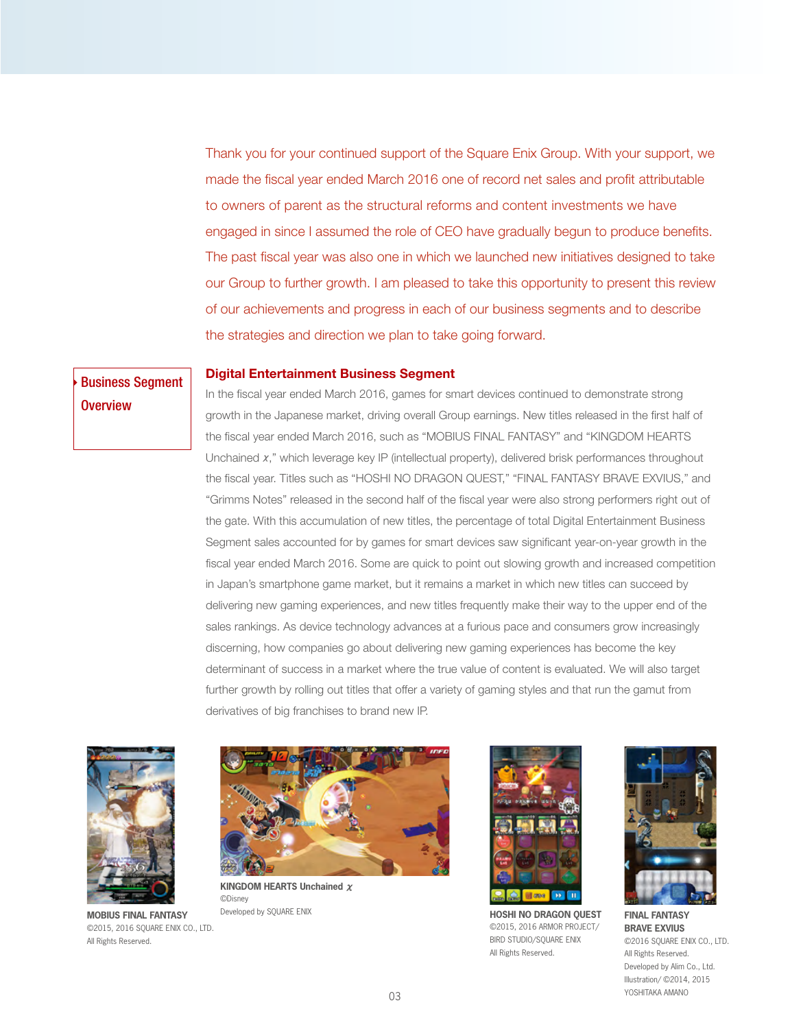Thank you for your continued support of the Square Enix Group. With your support, we made the fiscal year ended March 2016 one of record net sales and profit attributable to owners of parent as the structural reforms and content investments we have engaged in since I assumed the role of CEO have gradually begun to produce benefits. The past fiscal year was also one in which we launched new initiatives designed to take our Group to further growth. I am pleased to take this opportunity to present this review of our achievements and progress in each of our business segments and to describe the strategies and direction we plan to take going forward.

## Business Segment Overview

### Digital Entertainment Business Segment

In the fiscal year ended March 2016, games for smart devices continued to demonstrate strong growth in the Japanese market, driving overall Group earnings. New titles released in the first half of the fiscal year ended March 2016, such as "MOBIUS FINAL FANTASY" and "KINGDOM HEARTS Unchained χ," which leverage key IP (intellectual property), delivered brisk performances throughout the fiscal year. Titles such as "HOSHI NO DRAGON QUEST," "FINAL FANTASY BRAVE EXVIUS," and "Grimms Notes" released in the second half of the fiscal year were also strong performers right out of the gate. With this accumulation of new titles, the percentage of total Digital Entertainment Business Segment sales accounted for by games for smart devices saw significant year-on-year growth in the fiscal year ended March 2016. Some are quick to point out slowing growth and increased competition in Japan's smartphone game market, but it remains a market in which new titles can succeed by delivering new gaming experiences, and new titles frequently make their way to the upper end of the sales rankings. As device technology advances at a furious pace and consumers grow increasingly discerning, how companies go about delivering new gaming experiences has become the key determinant of success in a market where the true value of content is evaluated. We will also target further growth by rolling out titles that offer a variety of gaming styles and that run the gamut from derivatives of big franchises to brand new IP.

**MOBIUS FINAL FANTASY**
©2015, 2016 SQUARE ENIX CO., LTD.
All Rights Reserved.

**KINGDOM HEARTS Unchained χ**
©Disney
Developed by SQUARE ENIX

**HOSHI NO DRAGON QUEST**
©2015, 2016 ARMOR PROJECT/BIRD STUDIO/SQUARE ENIX
All Rights Reserved.

**FINAL FANTASY BRAVE EXVIUS**
©2016 SQUARE ENIX CO., LTD.
All Rights Reserved.
Developed by Alim Co., Ltd.
Illustration/ ©2014, 2015 YOSHITAKA AMANO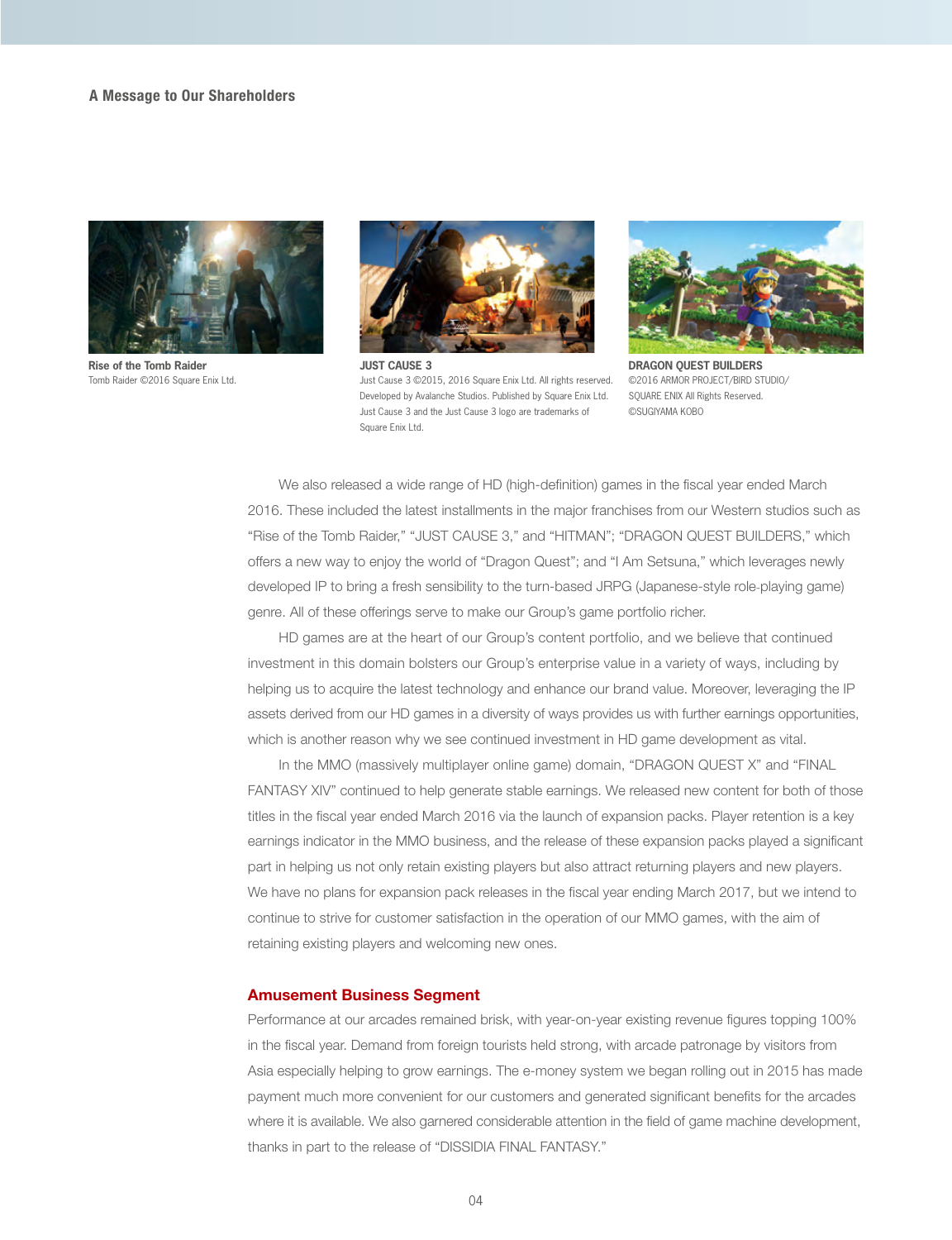**Rise of the Tomb Raider**
Tomb Raider ©2016 Square Enix Ltd.

**JUST CAUSE 3**
Just Cause 3 ©2015, 2016 Square Enix Ltd. All rights reserved. Developed by Avalanche Studios. Published by Square Enix Ltd. Just Cause 3 and the Just Cause 3 logo are trademarks of Square Enix Ltd.

**DRAGON QUEST BUILDERS**
©2016 ARMOR PROJECT/BIRD STUDIO/SQUARE ENIX All Rights Reserved. ©SUGIYAMA KOBO

We also released a wide range of HD (high-definition) games in the fiscal year ended March 2016. These included the latest installments in the major franchises from our Western studios such as "Rise of the Tomb Raider," "JUST CAUSE 3," and "HITMAN"; "DRAGON QUEST BUILDERS," which offers a new way to enjoy the world of "Dragon Quest"; and "I Am Setsuna," which leverages newly developed IP to bring a fresh sensibility to the turn-based JRPG (Japanese-style role-playing game) genre. All of these offerings serve to make our Group's game portfolio richer.

HD games are at the heart of our Group's content portfolio, and we believe that continued investment in this domain bolsters our Group's enterprise value in a variety of ways, including by helping us to acquire the latest technology and enhance our brand value. Moreover, leveraging the IP assets derived from our HD games in a diversity of ways provides us with further earnings opportunities, which is another reason why we see continued investment in HD game development as vital.

In the MMO (massively multiplayer online game) domain, "DRAGON QUEST X" and "FINAL FANTASY XIV" continued to help generate stable earnings. We released new content for both of those titles in the fiscal year ended March 2016 via the launch of expansion packs. Player retention is a key earnings indicator in the MMO business, and the release of these expansion packs played a significant part in helping us not only retain existing players but also attract returning players and new players. We have no plans for expansion pack releases in the fiscal year ending March 2017, but we intend to continue to strive for customer satisfaction in the operation of our MMO games, with the aim of retaining existing players and welcoming new ones.

## Amusement Business Segment

Performance at our arcades remained brisk, with year-on-year existing revenue figures topping 100% in the fiscal year. Demand from foreign tourists held strong, with arcade patronage by visitors from Asia especially helping to grow earnings. The e-money system we began rolling out in 2015 has made payment much more convenient for our customers and generated significant benefits for the arcades where it is available. We also garnered considerable attention in the field of game machine development, thanks in part to the release of "DISSIDIA FINAL FANTASY."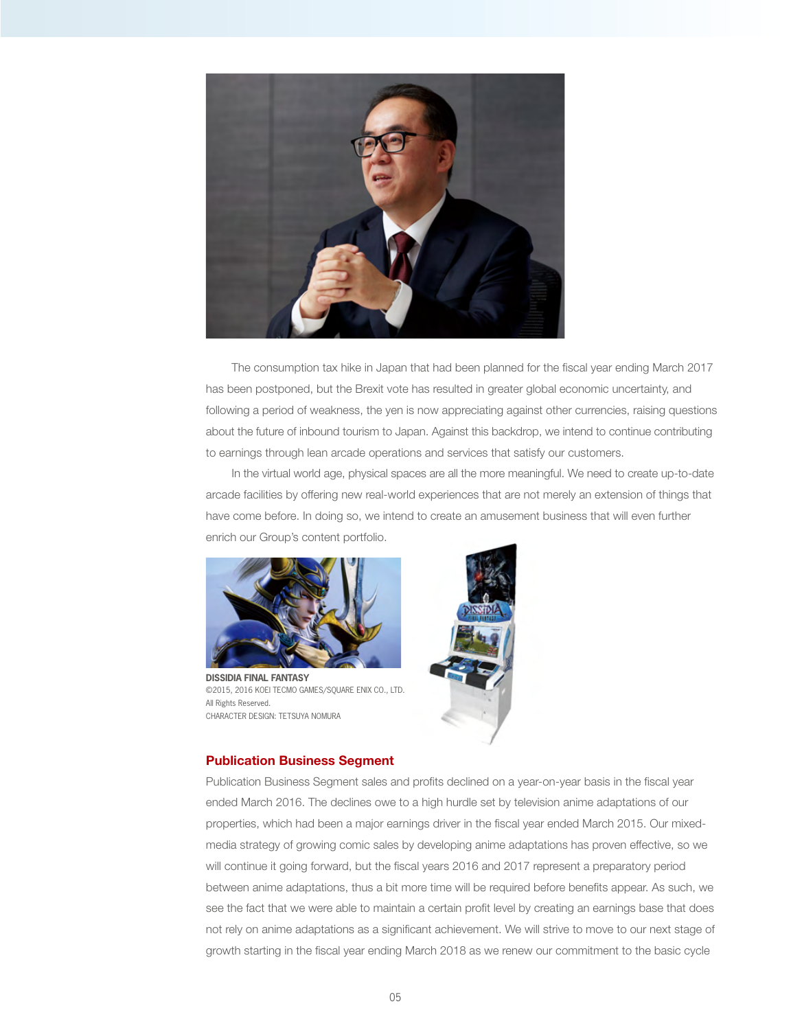The consumption tax hike in Japan that had been planned for the fiscal year ending March 2017 has been postponed, but the Brexit vote has resulted in greater global economic uncertainty, and following a period of weakness, the yen is now appreciating against other currencies, raising questions about the future of inbound tourism to Japan. Against this backdrop, we intend to continue contributing to earnings through lean arcade operations and services that satisfy our customers.

In the virtual world age, physical spaces are all the more meaningful. We need to create up-to-date arcade facilities by offering new real-world experiences that are not merely an extension of things that have come before. In doing so, we intend to create an amusement business that will even further enrich our Group's content portfolio.

**DISSIDIA FINAL FANTASY**
©2015, 2016 KOEI TECMO GAMES/SQUARE ENIX CO., LTD.
All Rights Reserved.
CHARACTER DESIGN: TETSUYA NOMURA

## Publication Business Segment

Publication Business Segment sales and profits declined on a year-on-year basis in the fiscal year ended March 2016. The declines owe to a high hurdle set by television anime adaptations of our properties, which had been a major earnings driver in the fiscal year ended March 2015. Our mixed-media strategy of growing comic sales by developing anime adaptations has proven effective, so we will continue it going forward, but the fiscal years 2016 and 2017 represent a preparatory period between anime adaptations, thus a bit more time will be required before benefits appear. As such, we see the fact that we were able to maintain a certain profit level by creating an earnings base that does not rely on anime adaptations as a significant achievement. We will strive to move to our next stage of growth starting in the fiscal year ending March 2018 as we renew our commitment to the basic cycle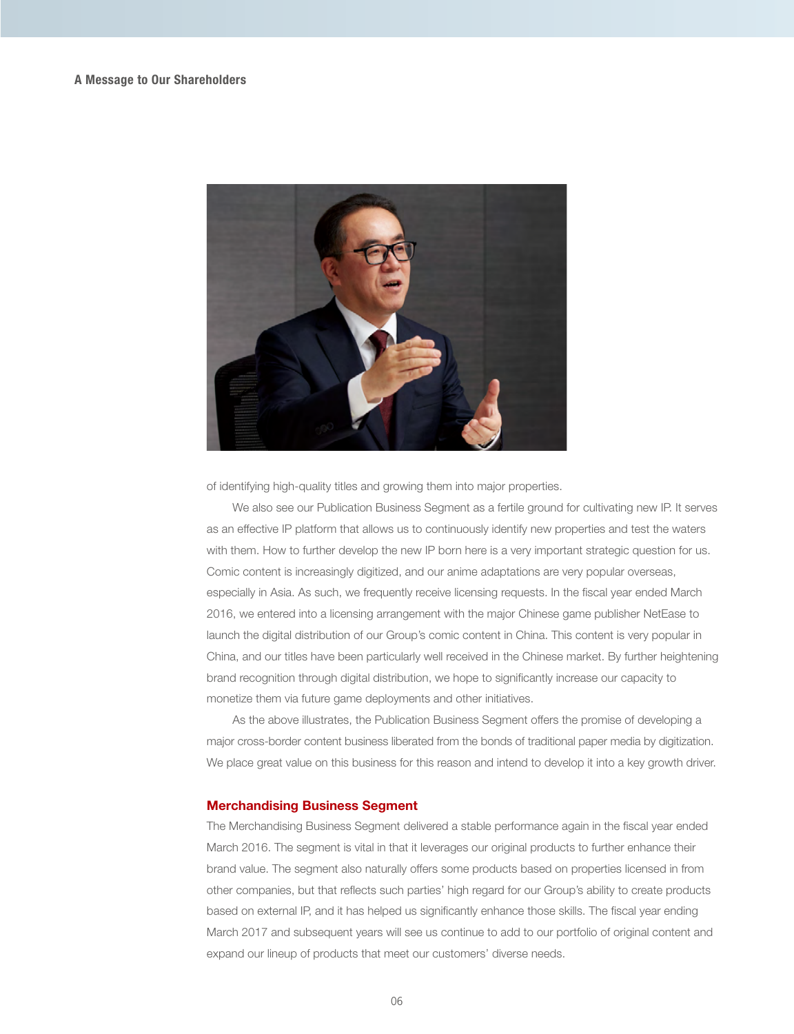of identifying high-quality titles and growing them into major properties.

We also see our Publication Business Segment as a fertile ground for cultivating new IP. It serves as an effective IP platform that allows us to continuously identify new properties and test the waters with them. How to further develop the new IP born here is a very important strategic question for us. Comic content is increasingly digitized, and our anime adaptations are very popular overseas, especially in Asia. As such, we frequently receive licensing requests. In the fiscal year ended March 2016, we entered into a licensing arrangement with the major Chinese game publisher NetEase to launch the digital distribution of our Group's comic content in China. This content is very popular in China, and our titles have been particularly well received in the Chinese market. By further heightening brand recognition through digital distribution, we hope to significantly increase our capacity to monetize them via future game deployments and other initiatives.

As the above illustrates, the Publication Business Segment offers the promise of developing a major cross-border content business liberated from the bonds of traditional paper media by digitization. We place great value on this business for this reason and intend to develop it into a key growth driver.

## Merchandising Business Segment

The Merchandising Business Segment delivered a stable performance again in the fiscal year ended March 2016. The segment is vital in that it leverages our original products to further enhance their brand value. The segment also naturally offers some products based on properties licensed in from other companies, but that reflects such parties' high regard for our Group's ability to create products based on external IP, and it has helped us significantly enhance those skills. The fiscal year ending March 2017 and subsequent years will see us continue to add to our portfolio of original content and expand our lineup of products that meet our customers' diverse needs.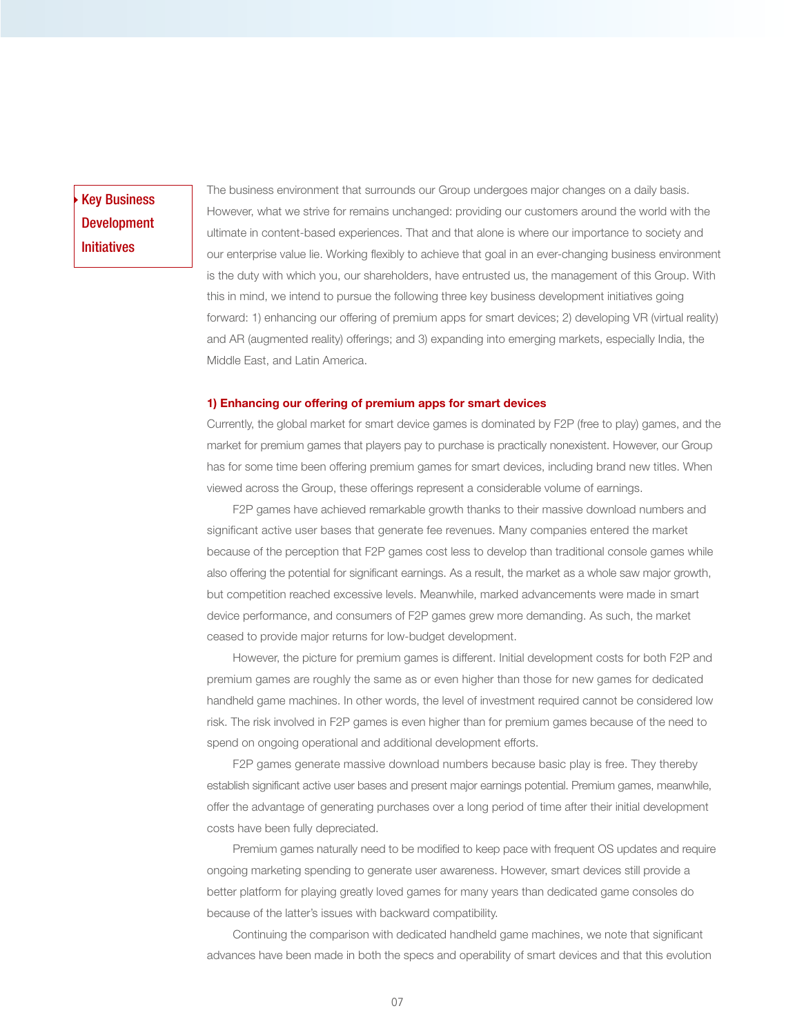## Key Business Development Initiatives

The business environment that surrounds our Group undergoes major changes on a daily basis. However, what we strive for remains unchanged: providing our customers around the world with the ultimate in content-based experiences. That and that alone is where our importance to society and our enterprise value lie. Working flexibly to achieve that goal in an ever-changing business environment is the duty with which you, our shareholders, have entrusted us, the management of this Group. With this in mind, we intend to pursue the following three key business development initiatives going forward: 1) enhancing our offering of premium apps for smart devices; 2) developing VR (virtual reality) and AR (augmented reality) offerings; and 3) expanding into emerging markets, especially India, the Middle East, and Latin America.

### 1) Enhancing our offering of premium apps for smart devices

Currently, the global market for smart device games is dominated by F2P (free to play) games, and the market for premium games that players pay to purchase is practically nonexistent. However, our Group has for some time been offering premium games for smart devices, including brand new titles. When viewed across the Group, these offerings represent a considerable volume of earnings.

F2P games have achieved remarkable growth thanks to their massive download numbers and significant active user bases that generate fee revenues. Many companies entered the market because of the perception that F2P games cost less to develop than traditional console games while also offering the potential for significant earnings. As a result, the market as a whole saw major growth, but competition reached excessive levels. Meanwhile, marked advancements were made in smart device performance, and consumers of F2P games grew more demanding. As such, the market ceased to provide major returns for low-budget development.

However, the picture for premium games is different. Initial development costs for both F2P and premium games are roughly the same as or even higher than those for new games for dedicated handheld game machines. In other words, the level of investment required cannot be considered low risk. The risk involved in F2P games is even higher than for premium games because of the need to spend on ongoing operational and additional development efforts.

F2P games generate massive download numbers because basic play is free. They thereby establish significant active user bases and present major earnings potential. Premium games, meanwhile, offer the advantage of generating purchases over a long period of time after their initial development costs have been fully depreciated.

Premium games naturally need to be modified to keep pace with frequent OS updates and require ongoing marketing spending to generate user awareness. However, smart devices still provide a better platform for playing greatly loved games for many years than dedicated game consoles do because of the latter's issues with backward compatibility.

Continuing the comparison with dedicated handheld game machines, we note that significant advances have been made in both the specs and operability of smart devices and that this evolution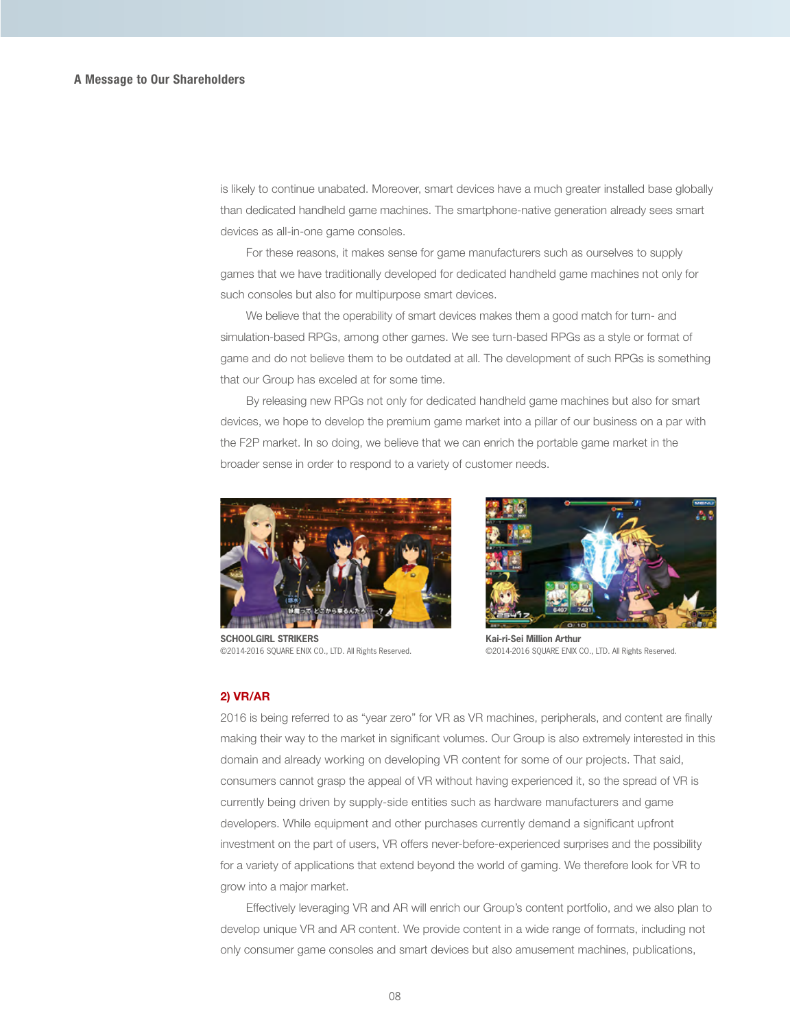is likely to continue unabated. Moreover, smart devices have a much greater installed base globally than dedicated handheld game machines. The smartphone-native generation already sees smart devices as all-in-one game consoles.

For these reasons, it makes sense for game manufacturers such as ourselves to supply games that we have traditionally developed for dedicated handheld game machines not only for such consoles but also for multipurpose smart devices.

We believe that the operability of smart devices makes them a good match for turn- and simulation-based RPGs, among other games. We see turn-based RPGs as a style or format of game and do not believe them to be outdated at all. The development of such RPGs is something that our Group has exceled at for some time.

By releasing new RPGs not only for dedicated handheld game machines but also for smart devices, we hope to develop the premium game market into a pillar of our business on a par with the F2P market. In so doing, we believe that we can enrich the portable game market in the broader sense in order to respond to a variety of customer needs.

**SCHOOLGIRL STRIKERS**
©2014-2016 SQUARE ENIX CO., LTD. All Rights Reserved.

**Kai-ri-Sei Million Arthur**
©2014-2016 SQUARE ENIX CO., LTD. All Rights Reserved.

### 2) VR/AR

2016 is being referred to as "year zero" for VR as VR machines, peripherals, and content are finally making their way to the market in significant volumes. Our Group is also extremely interested in this domain and already working on developing VR content for some of our projects. That said, consumers cannot grasp the appeal of VR without having experienced it, so the spread of VR is currently being driven by supply-side entities such as hardware manufacturers and game developers. While equipment and other purchases currently demand a significant upfront investment on the part of users, VR offers never-before-experienced surprises and the possibility for a variety of applications that extend beyond the world of gaming. We therefore look for VR to grow into a major market.

Effectively leveraging VR and AR will enrich our Group's content portfolio, and we also plan to develop unique VR and AR content. We provide content in a wide range of formats, including not only consumer game consoles and smart devices but also amusement machines, publications,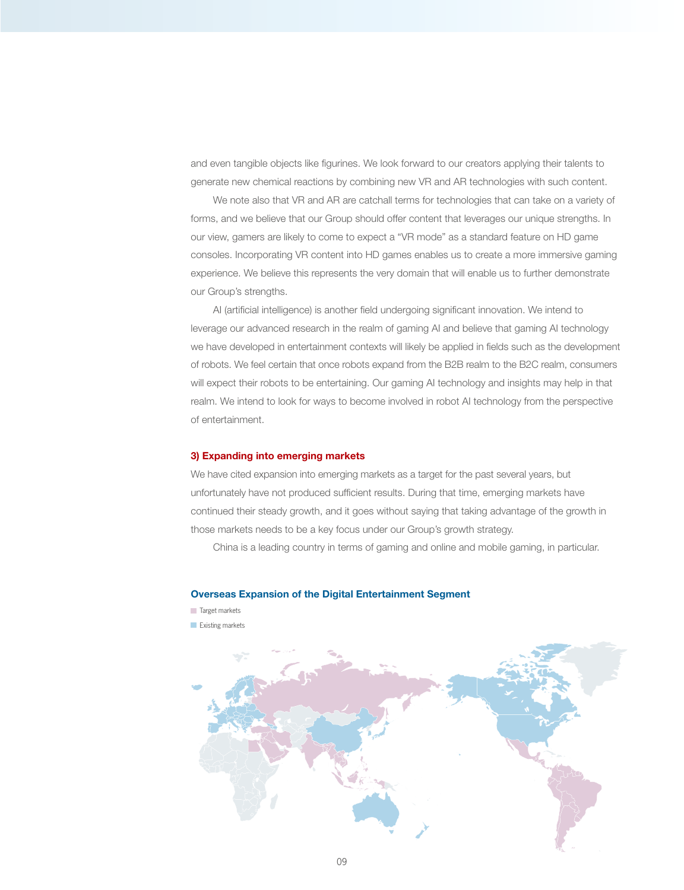and even tangible objects like figurines. We look forward to our creators applying their talents to generate new chemical reactions by combining new VR and AR technologies with such content.

We note also that VR and AR are catchall terms for technologies that can take on a variety of forms, and we believe that our Group should offer content that leverages our unique strengths. In our view, gamers are likely to come to expect a "VR mode" as a standard feature on HD game consoles. Incorporating VR content into HD games enables us to create a more immersive gaming experience. We believe this represents the very domain that will enable us to further demonstrate our Group's strengths.

AI (artificial intelligence) is another field undergoing significant innovation. We intend to leverage our advanced research in the realm of gaming AI and believe that gaming AI technology we have developed in entertainment contexts will likely be applied in fields such as the development of robots. We feel certain that once robots expand from the B2B realm to the B2C realm, consumers will expect their robots to be entertaining. Our gaming AI technology and insights may help in that realm. We intend to look for ways to become involved in robot AI technology from the perspective of entertainment.

### 3) Expanding into emerging markets

We have cited expansion into emerging markets as a target for the past several years, but unfortunately have not produced sufficient results. During that time, emerging markets have continued their steady growth, and it goes without saying that taking advantage of the growth in those markets needs to be a key focus under our Group's growth strategy.

China is a leading country in terms of gaming and online and mobile gaming, in particular.

**Overseas Expansion of the Digital Entertainment Segment**

Target markets

Existing markets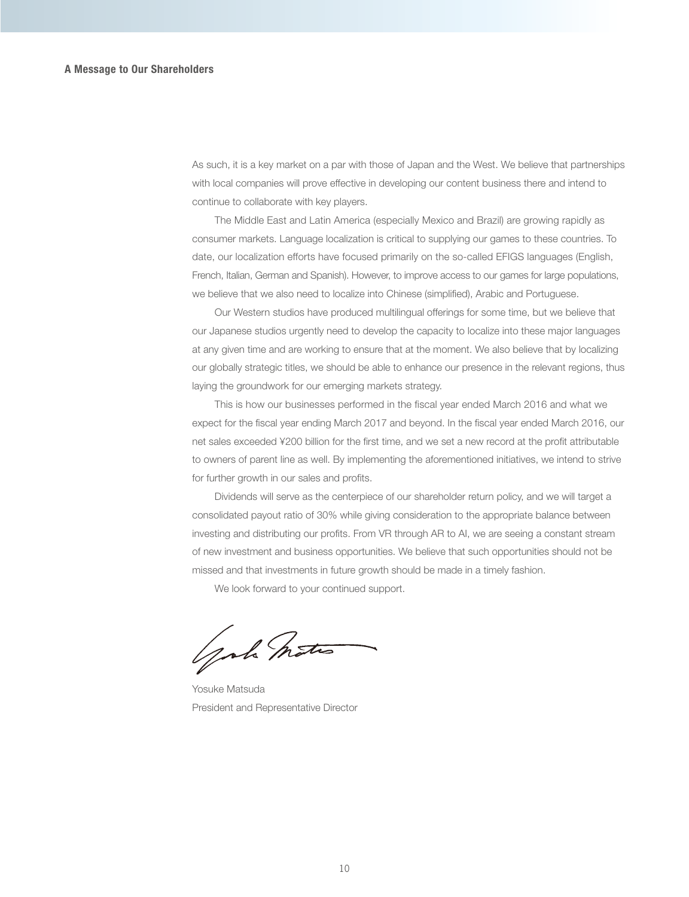As such, it is a key market on a par with those of Japan and the West. We believe that partnerships with local companies will prove effective in developing our content business there and intend to continue to collaborate with key players.

The Middle East and Latin America (especially Mexico and Brazil) are growing rapidly as consumer markets. Language localization is critical to supplying our games to these countries. To date, our localization efforts have focused primarily on the so-called EFIGS languages (English, French, Italian, German and Spanish). However, to improve access to our games for large populations, we believe that we also need to localize into Chinese (simplified), Arabic and Portuguese.

Our Western studios have produced multilingual offerings for some time, but we believe that our Japanese studios urgently need to develop the capacity to localize into these major languages at any given time and are working to ensure that at the moment. We also believe that by localizing our globally strategic titles, we should be able to enhance our presence in the relevant regions, thus laying the groundwork for our emerging markets strategy.

This is how our businesses performed in the fiscal year ended March 2016 and what we expect for the fiscal year ending March 2017 and beyond. In the fiscal year ended March 2016, our net sales exceeded ¥200 billion for the first time, and we set a new record at the profit attributable to owners of parent line as well. By implementing the aforementioned initiatives, we intend to strive for further growth in our sales and profits.

Dividends will serve as the centerpiece of our shareholder return policy, and we will target a consolidated payout ratio of 30% while giving consideration to the appropriate balance between investing and distributing our profits. From VR through AR to AI, we are seeing a constant stream of new investment and business opportunities. We believe that such opportunities should not be missed and that investments in future growth should be made in a timely fashion.

We look forward to your continued support.

Yosuke Matsuda
President and Representative Director